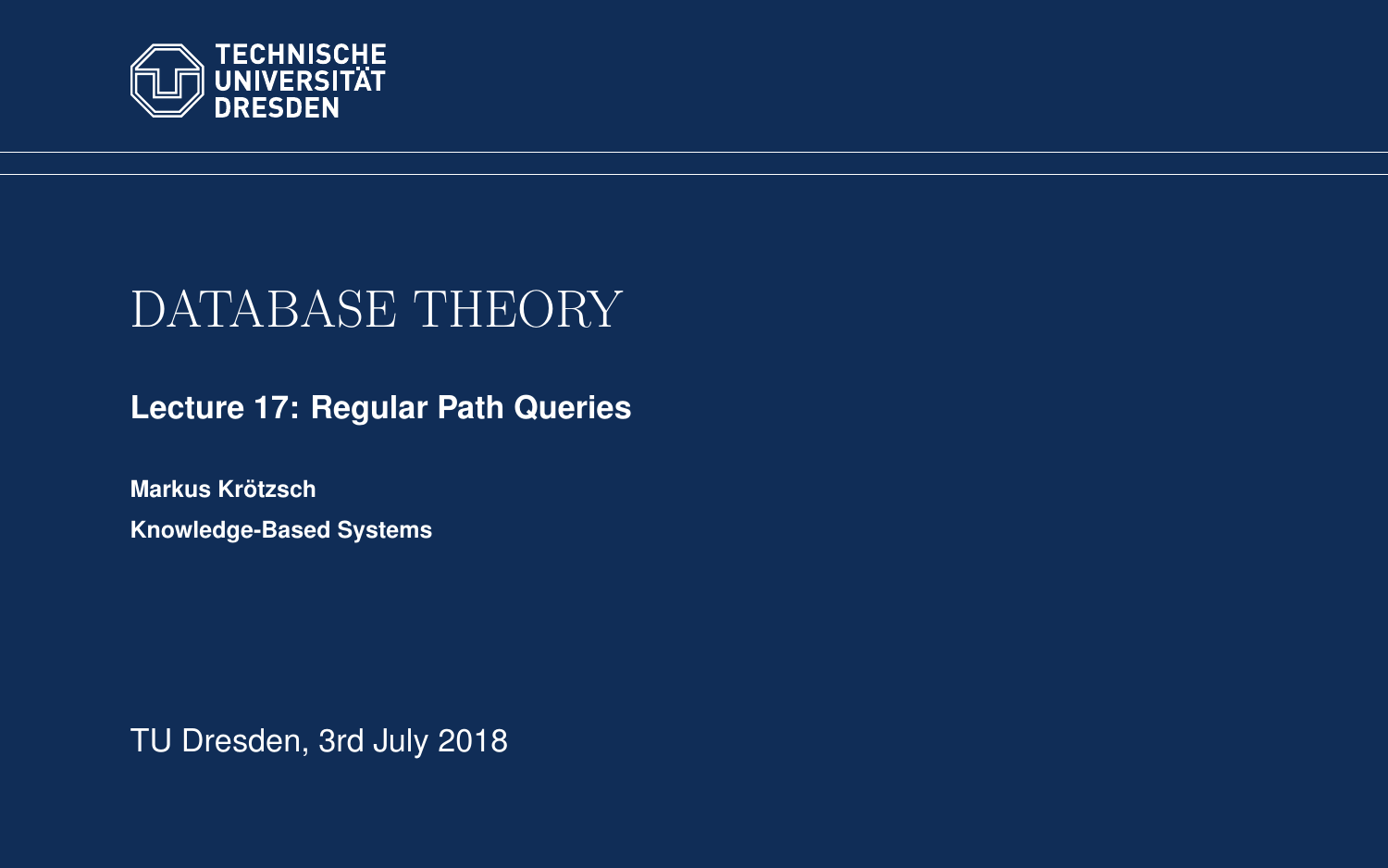TECHNISCHE UNIVERSITÄT DRESDEN

# DATABASE THEORY

## Lecture 17: Regular Path Queries

**Markus Krötzsch**

**Knowledge-Based Systems**

TU Dresden, 3rd July 2018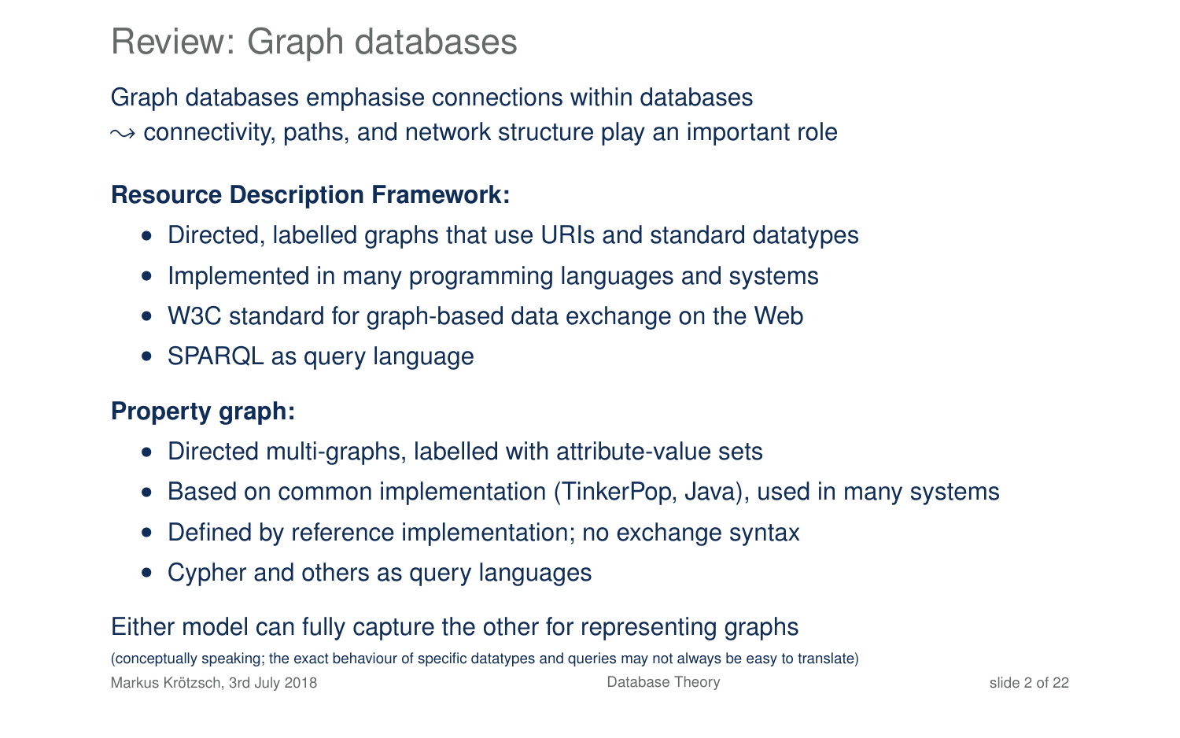# Review: Graph databases

Graph databases emphasise connections within databases
$\leadsto$ connectivity, paths, and network structure play an important role

**Resource Description Framework:**

- Directed, labelled graphs that use URIs and standard datatypes
- Implemented in many programming languages and systems
- W3C standard for graph-based data exchange on the Web
- SPARQL as query language

**Property graph:**

- Directed multi-graphs, labelled with attribute-value sets
- Based on common implementation (TinkerPop, Java), used in many systems
- Defined by reference implementation; no exchange syntax
- Cypher and others as query languages

Either model can fully capture the other for representing graphs

(conceptually speaking; the exact behaviour of specific datatypes and queries may not always be easy to translate)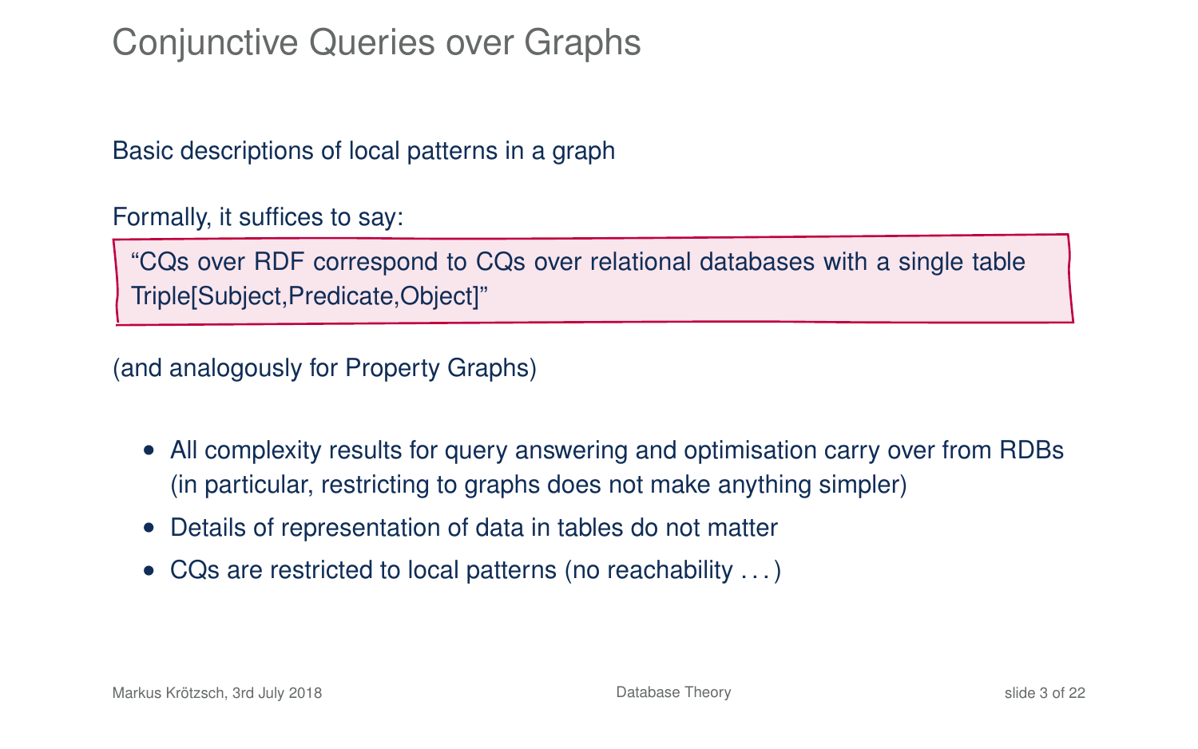# Conjunctive Queries over Graphs

Basic descriptions of local patterns in a graph

Formally, it suffices to say:

> "CQs over RDF correspond to CQs over relational databases with a single table Triple[Subject,Predicate,Object]"

(and analogously for Property Graphs)

- All complexity results for query answering and optimisation carry over from RDBs (in particular, restricting to graphs does not make anything simpler)
- Details of representation of data in tables do not matter
- CQs are restricted to local patterns (no reachability . . . )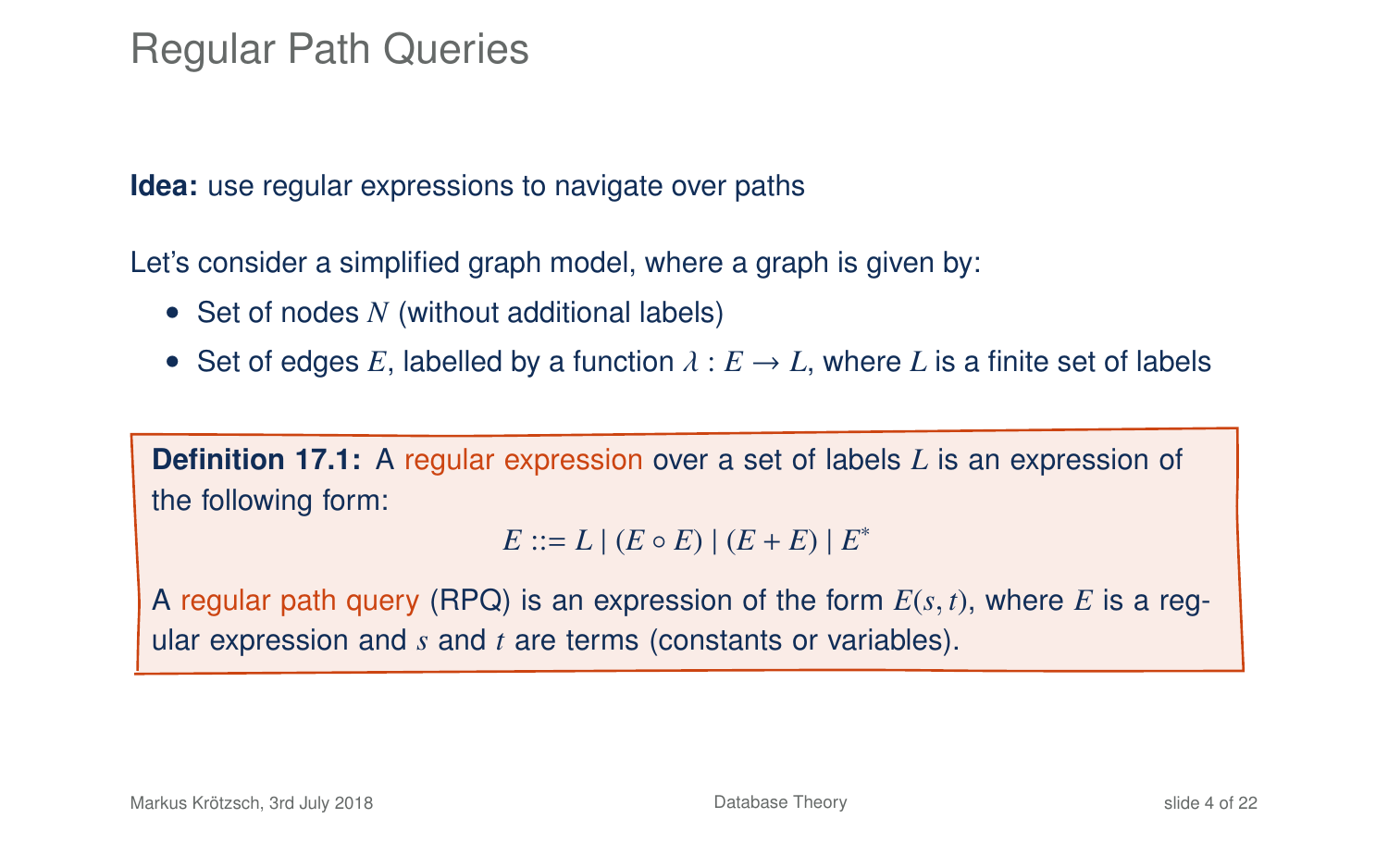# Regular Path Queries

**Idea:** use regular expressions to navigate over paths

Let's consider a simplified graph model, where a graph is given by:

- Set of nodes $N$ (without additional labels)
- Set of edges $E$, labelled by a function $\lambda : E \to L$, where $L$ is a finite set of labels

**Definition 17.1:** A regular expression over a set of labels $L$ is an expression of the following form:

$$E ::= L \mid (E \circ E) \mid (E + E) \mid E^*$$

A regular path query (RPQ) is an expression of the form $E(s, t)$, where $E$ is a regular expression and $s$ and $t$ are terms (constants or variables).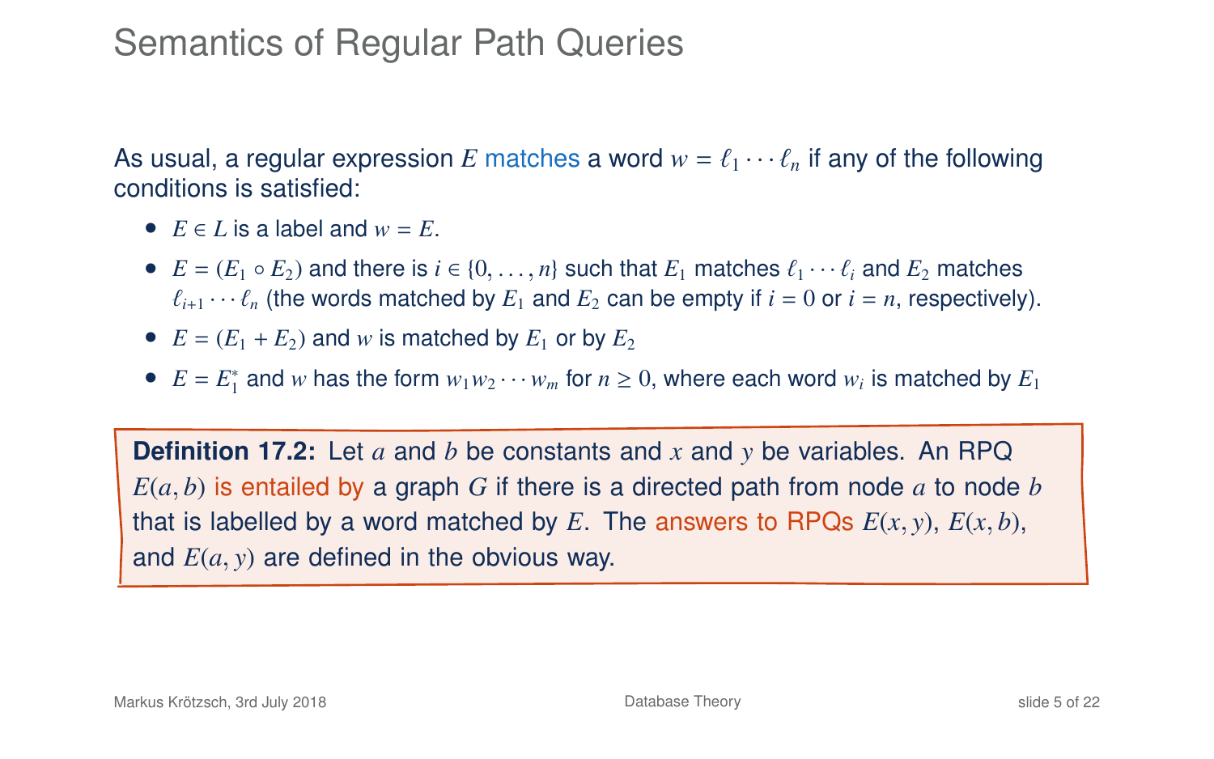# Semantics of Regular Path Queries

As usual, a regular expression $E$ matches a word $w = \ell_1 \cdots \ell_n$ if any of the following conditions is satisfied:

- $E \in L$ is a label and $w = E$.
- $E = (E_1 \circ E_2)$ and there is $i \in \{0, \ldots, n\}$ such that $E_1$ matches $\ell_1 \cdots \ell_i$ and $E_2$ matches $\ell_{i+1} \cdots \ell_n$ (the words matched by $E_1$ and $E_2$ can be empty if $i = 0$ or $i = n$, respectively).
- $E = (E_1 + E_2)$ and $w$ is matched by $E_1$ or by $E_2$
- $E = E_1^*$ and $w$ has the form $w_1 w_2 \cdots w_m$ for $n \geq 0$, where each word $w_i$ is matched by $E_1$

**Definition 17.2:** Let $a$ and $b$ be constants and $x$ and $y$ be variables. An RPQ $E(a, b)$ is entailed by a graph $G$ if there is a directed path from node $a$ to node $b$ that is labelled by a word matched by $E$. The answers to RPQs $E(x, y)$, $E(x, b)$, and $E(a, y)$ are defined in the obvious way.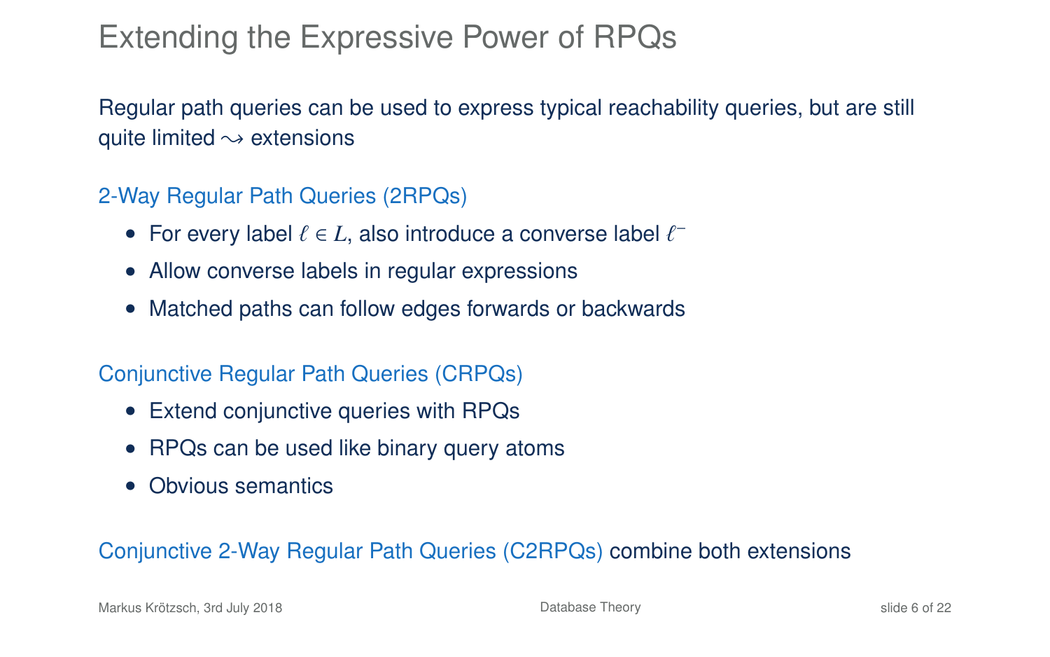# Extending the Expressive Power of RPQs

Regular path queries can be used to express typical reachability queries, but are still quite limited $\leadsto$ extensions

### 2-Way Regular Path Queries (2RPQs)

- For every label $\ell \in L$, also introduce a converse label $\ell^-$
- Allow converse labels in regular expressions
- Matched paths can follow edges forwards or backwards

### Conjunctive Regular Path Queries (CRPQs)

- Extend conjunctive queries with RPQs
- RPQs can be used like binary query atoms
- Obvious semantics

Conjunctive 2-Way Regular Path Queries (C2RPQs) combine both extensions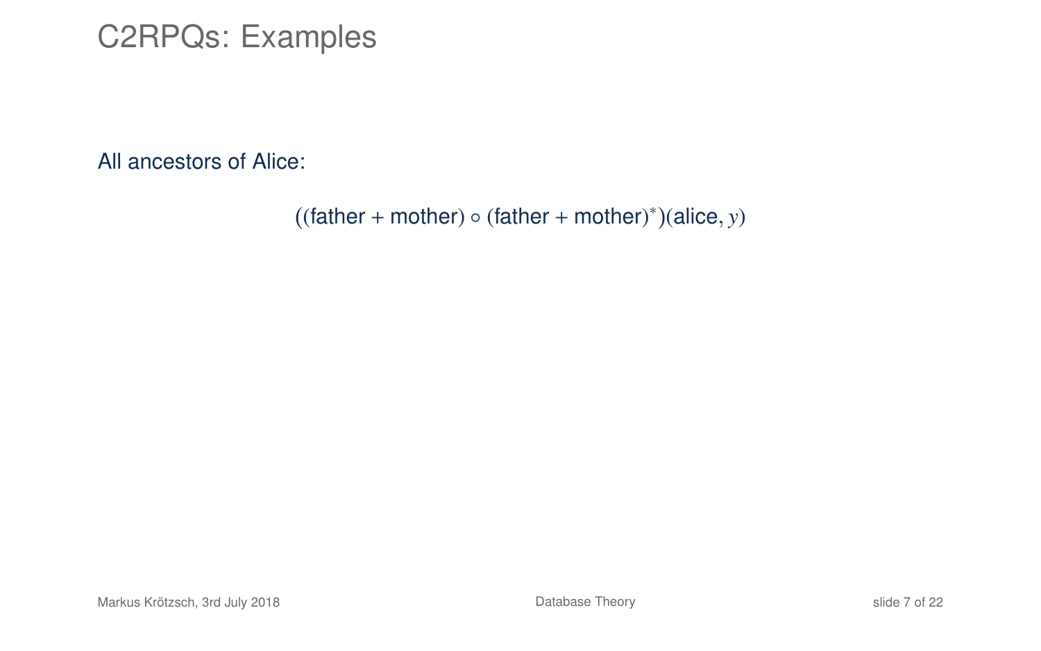# C2RPQs: Examples

All ancestors of Alice:

$$((\text{father} + \text{mother}) \circ (\text{father} + \text{mother})^*)(\text{alice}, y)$$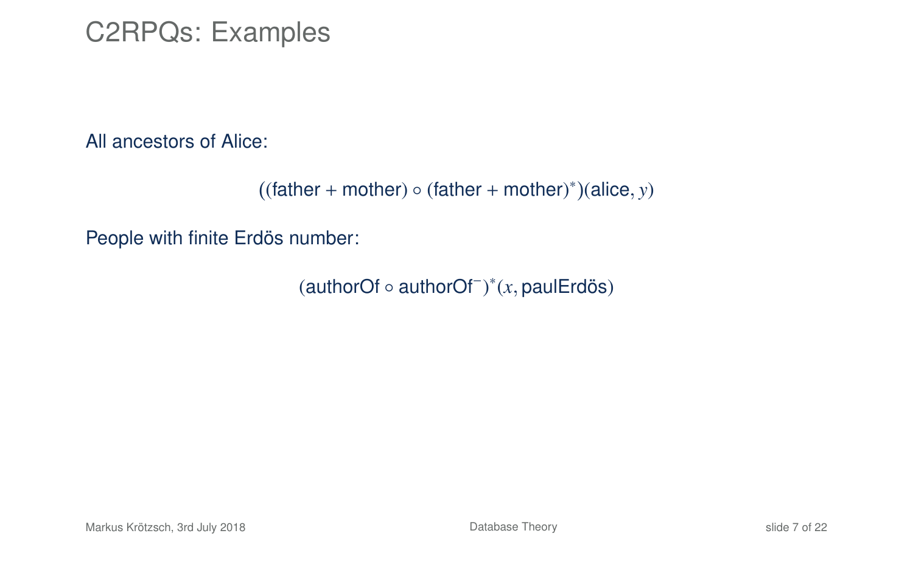# C2RPQs: Examples

All ancestors of Alice:

$$((\text{father} + \text{mother}) \circ (\text{father} + \text{mother})^*)(\text{alice}, y)$$

People with finite Erdös number:

$$(\text{authorOf} \circ \text{authorOf}^-)^*(x, \text{paulErdös})$$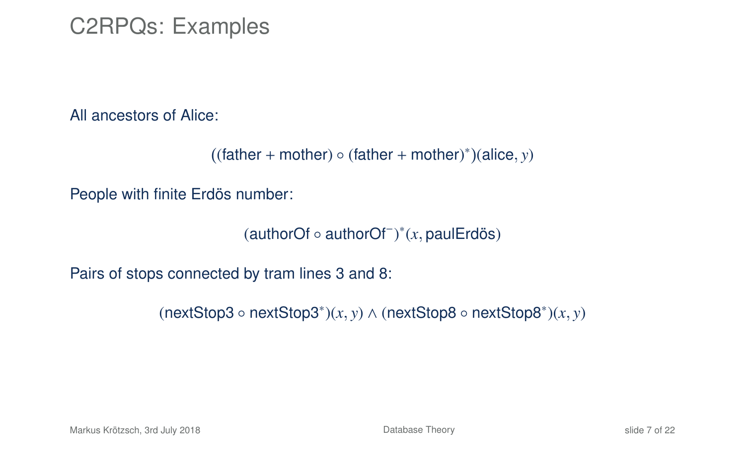# C2RPQs: Examples

All ancestors of Alice:

$$((\text{father} + \text{mother}) \circ (\text{father} + \text{mother})^*)(\text{alice}, y)$$

People with finite Erdös number:

$$(\text{authorOf} \circ \text{authorOf}^-)^*(x, \text{paulErdös})$$

Pairs of stops connected by tram lines 3 and 8:

$$(\text{nextStop3} \circ \text{nextStop3}^*)(x, y) \wedge (\text{nextStop8} \circ \text{nextStop8}^*)(x, y)$$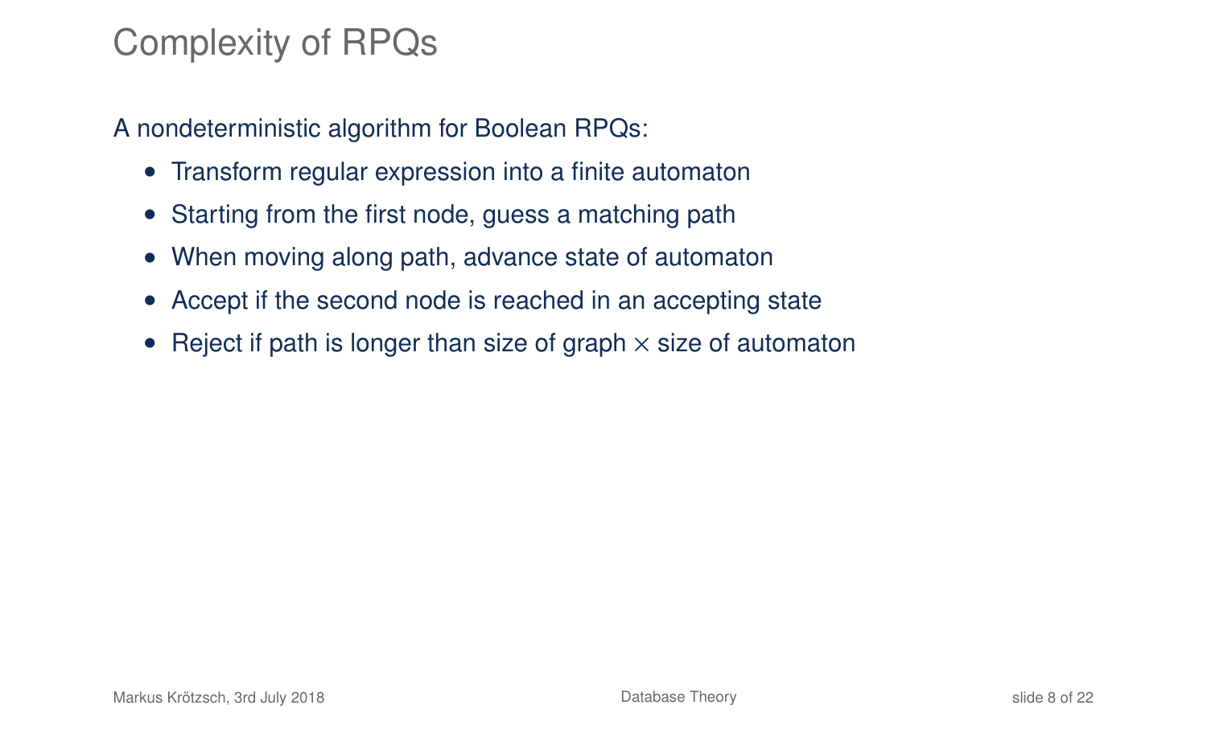# Complexity of RPQs

A nondeterministic algorithm for Boolean RPQs:

- Transform regular expression into a finite automaton
- Starting from the first node, guess a matching path
- When moving along path, advance state of automaton
- Accept if the second node is reached in an accepting state
- Reject if path is longer than size of graph $\times$ size of automaton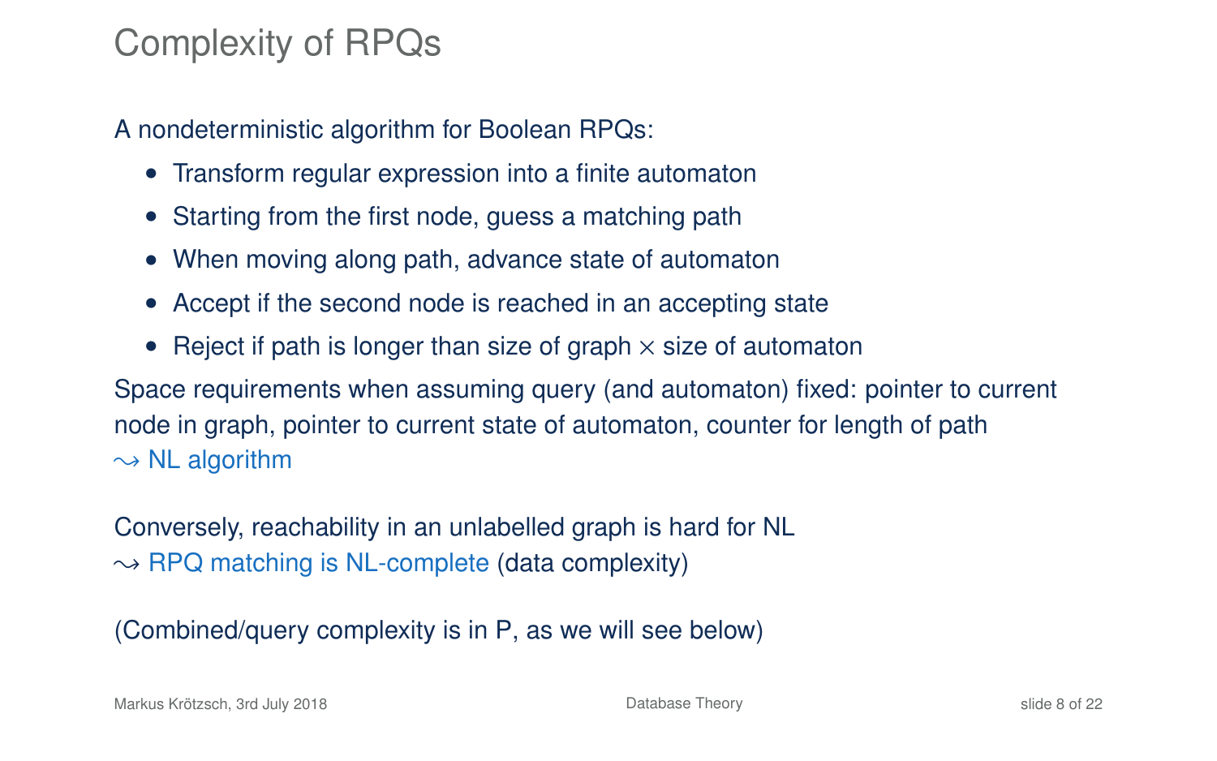# Complexity of RPQs

A nondeterministic algorithm for Boolean RPQs:

- Transform regular expression into a finite automaton
- Starting from the first node, guess a matching path
- When moving along path, advance state of automaton
- Accept if the second node is reached in an accepting state
- Reject if path is longer than size of graph $\times$ size of automaton

Space requirements when assuming query (and automaton) fixed: pointer to current node in graph, pointer to current state of automaton, counter for length of path
$\rightsquigarrow$ NL algorithm

Conversely, reachability in an unlabelled graph is hard for NL
$\rightsquigarrow$ RPQ matching is NL-complete (data complexity)

(Combined/query complexity is in P, as we will see below)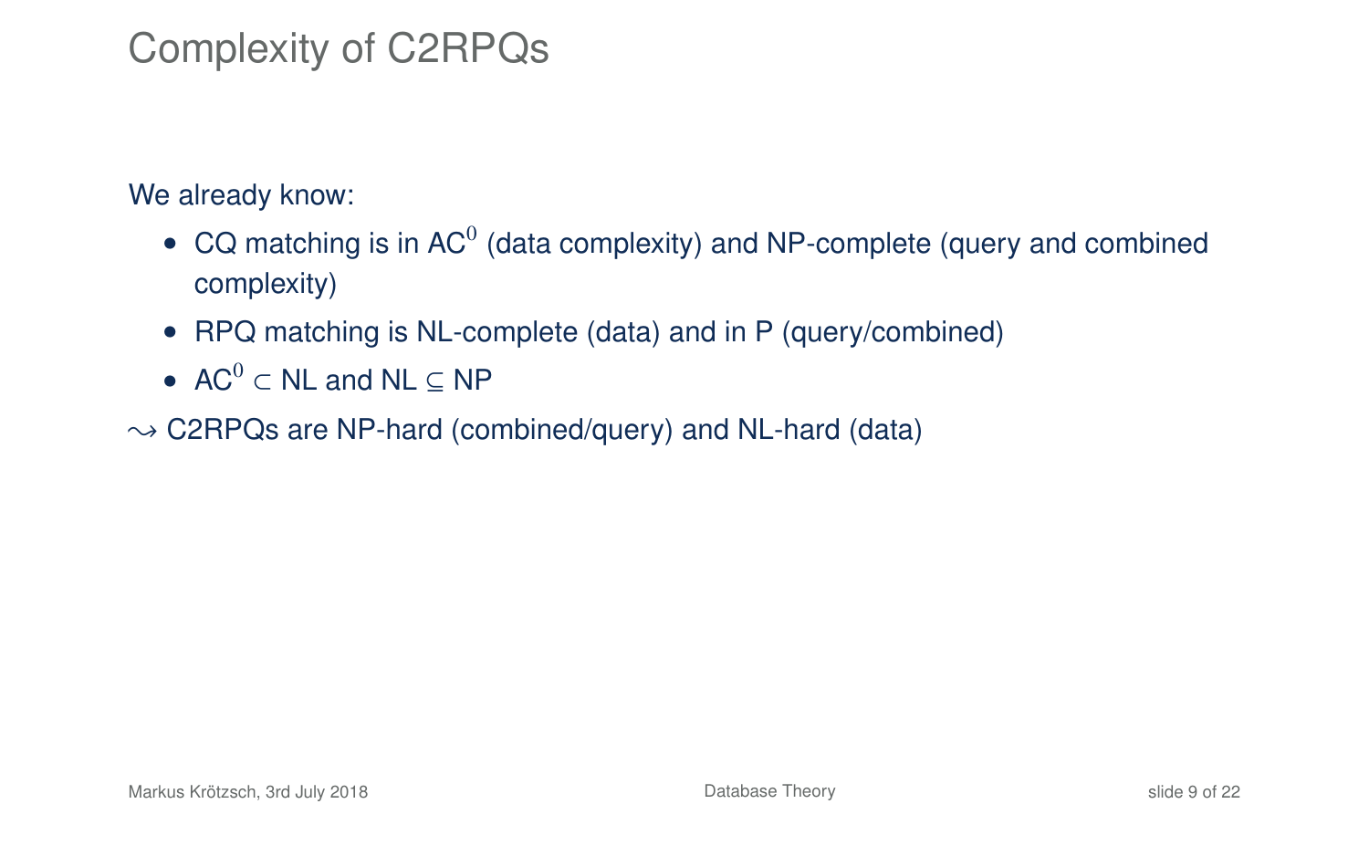# Complexity of C2RPQs

We already know:

- CQ matching is in $\text{AC}^0$ (data complexity) and NP-complete (query and combined complexity)
- RPQ matching is NL-complete (data) and in P (query/combined)
- $\text{AC}^0 \subset \text{NL}$ and $\text{NL} \subseteq \text{NP}$

$\leadsto$ C2RPQs are NP-hard (combined/query) and NL-hard (data)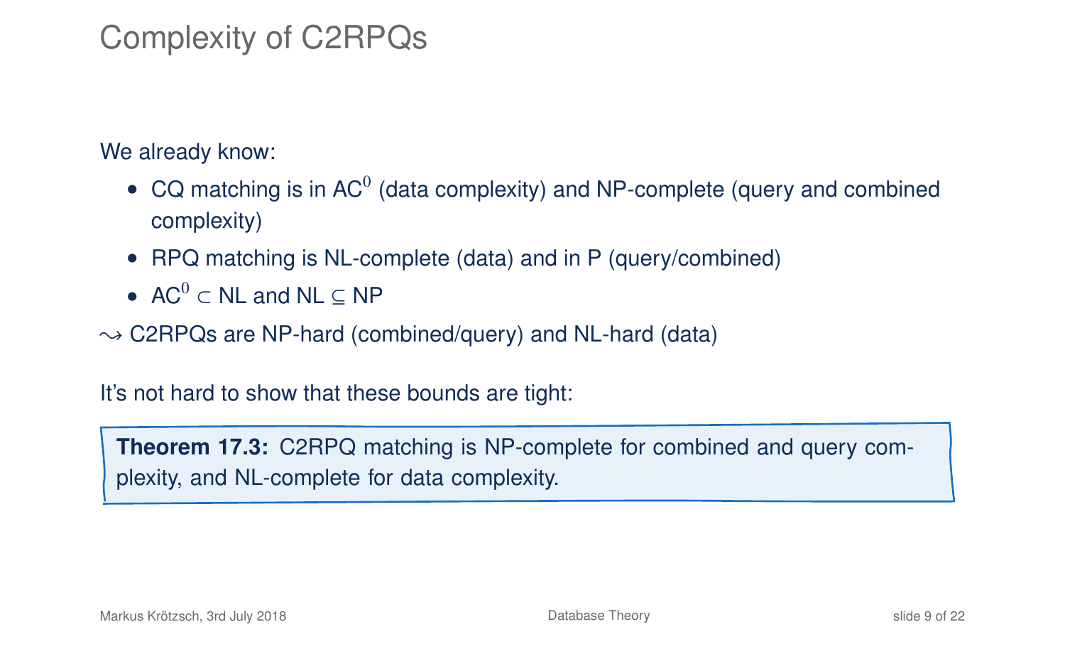# Complexity of C2RPQs

We already know:

- CQ matching is in $AC^0$ (data complexity) and NP-complete (query and combined complexity)
- RPQ matching is NL-complete (data) and in P (query/combined)
- $AC^0 \subset$ NL and NL $\subseteq$ NP

$\rightsquigarrow$ C2RPQs are NP-hard (combined/query) and NL-hard (data)

It's not hard to show that these bounds are tight:

**Theorem 17.3:** C2RPQ matching is NP-complete for combined and query complexity, and NL-complete for data complexity.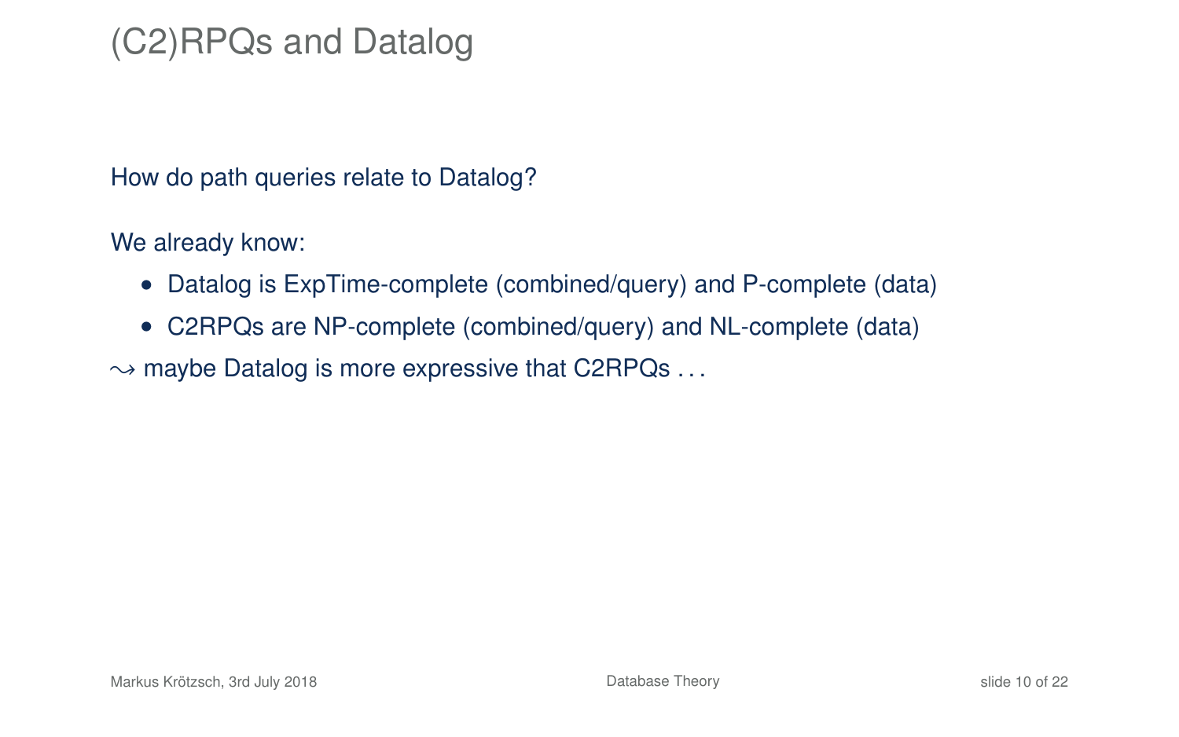# (C2)RPQs and Datalog

How do path queries relate to Datalog?

We already know:

- Datalog is ExpTime-complete (combined/query) and P-complete (data)
- C2RPQs are NP-complete (combined/query) and NL-complete (data)

$\rightsquigarrow$ maybe Datalog is more expressive that C2RPQs . . .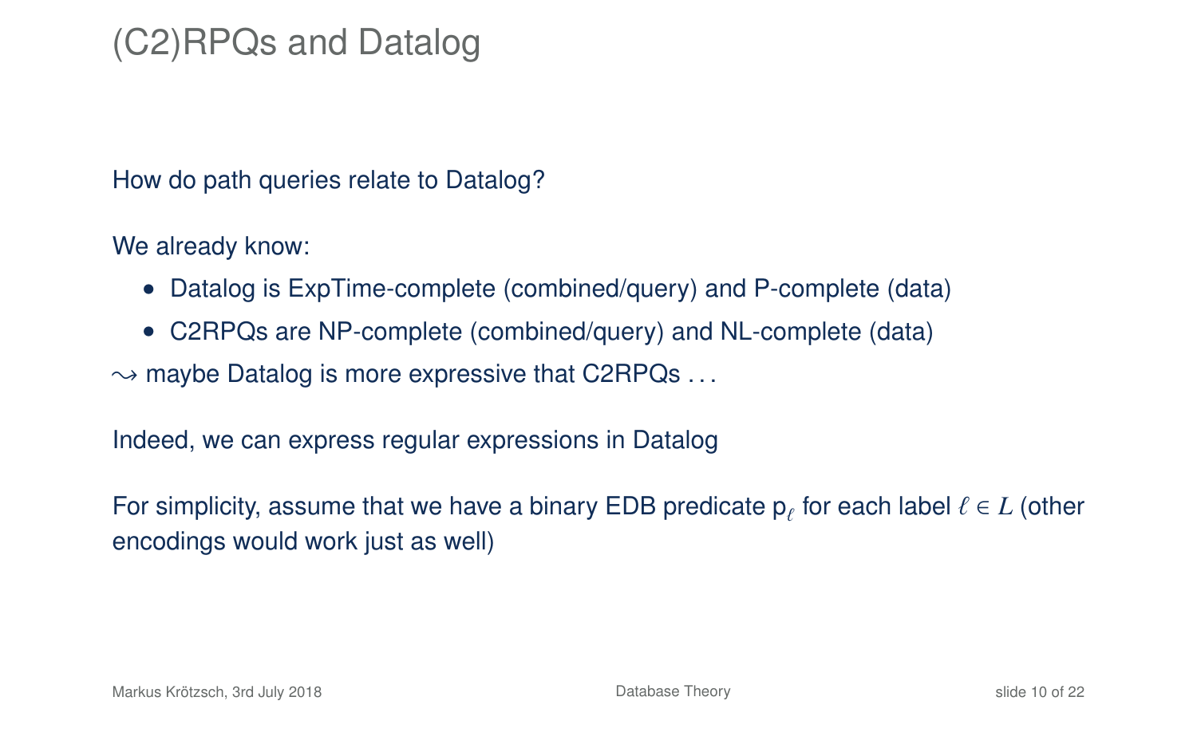# (C2)RPQs and Datalog

How do path queries relate to Datalog?

We already know:

- Datalog is ExpTime-complete (combined/query) and P-complete (data)
- C2RPQs are NP-complete (combined/query) and NL-complete (data)

$\rightsquigarrow$ maybe Datalog is more expressive that C2RPQs ...

Indeed, we can express regular expressions in Datalog

For simplicity, assume that we have a binary EDB predicate $\mathsf{p}_\ell$ for each label $\ell \in L$ (other encodings would work just as well)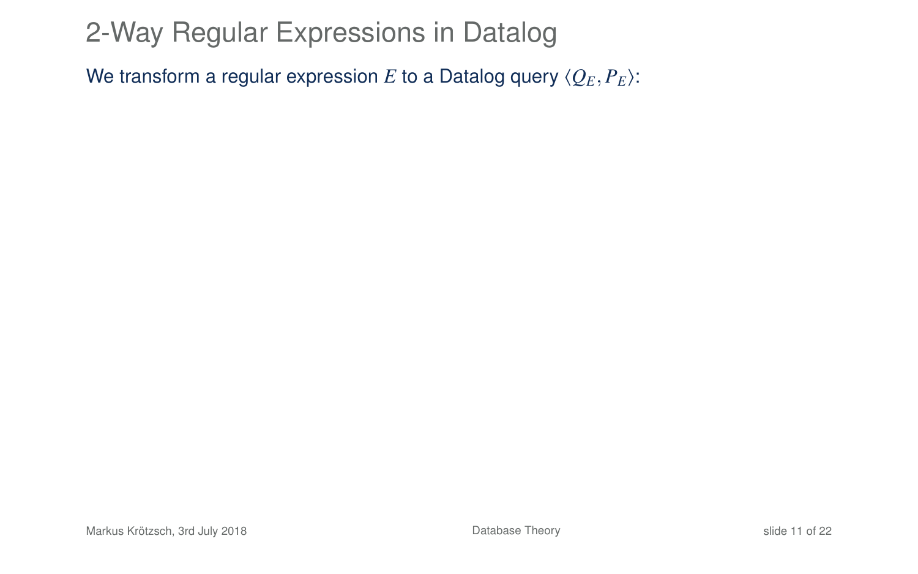# 2-Way Regular Expressions in Datalog

We transform a regular expression $E$ to a Datalog query $\langle Q_E, P_E \rangle$: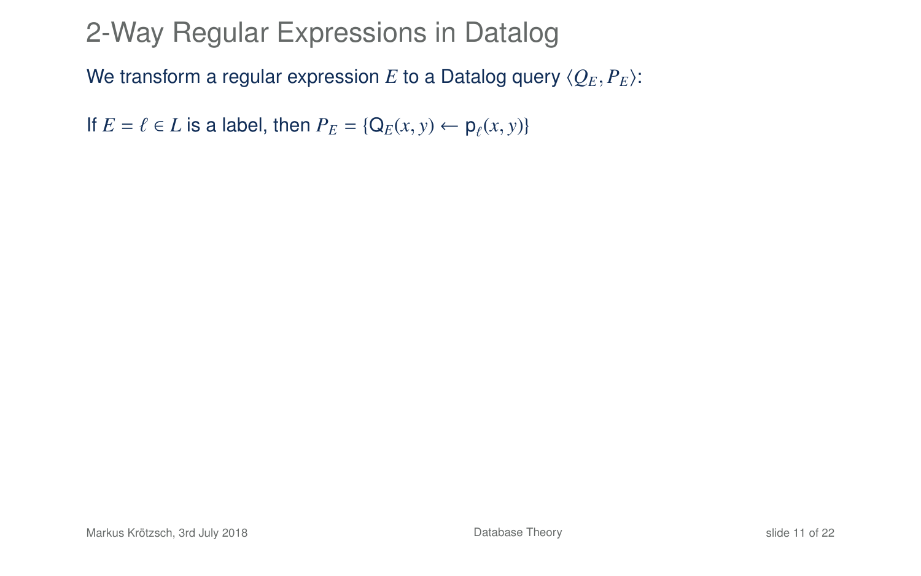# 2-Way Regular Expressions in Datalog

We transform a regular expression $E$ to a Datalog query $\langle Q_E, P_E \rangle$:

If $E = \ell \in L$ is a label, then $P_E = \{\mathsf{Q}_E(x, y) \leftarrow \mathsf{p}_\ell(x, y)\}$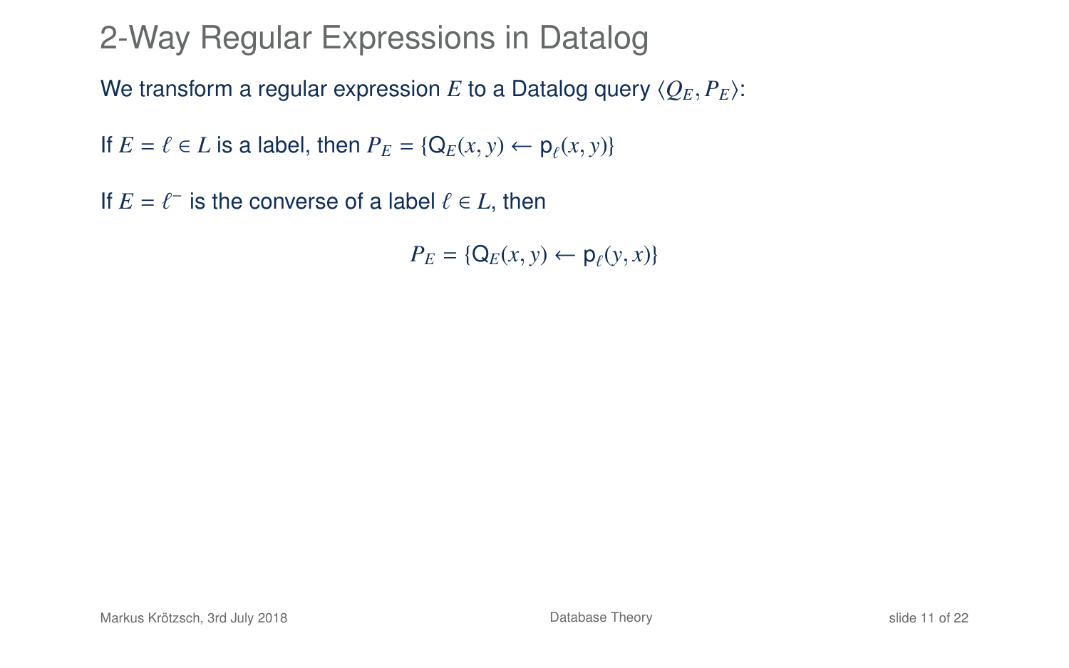# 2-Way Regular Expressions in Datalog

We transform a regular expression $E$ to a Datalog query $\langle Q_E, P_E \rangle$:

If $E = \ell \in L$ is a label, then $P_E = \{\mathsf{Q}_E(x, y) \leftarrow \mathsf{p}_\ell(x, y)\}$

If $E = \ell^-$ is the converse of a label $\ell \in L$, then

$$P_E = \{\mathsf{Q}_E(x, y) \leftarrow \mathsf{p}_\ell(y, x)\}$$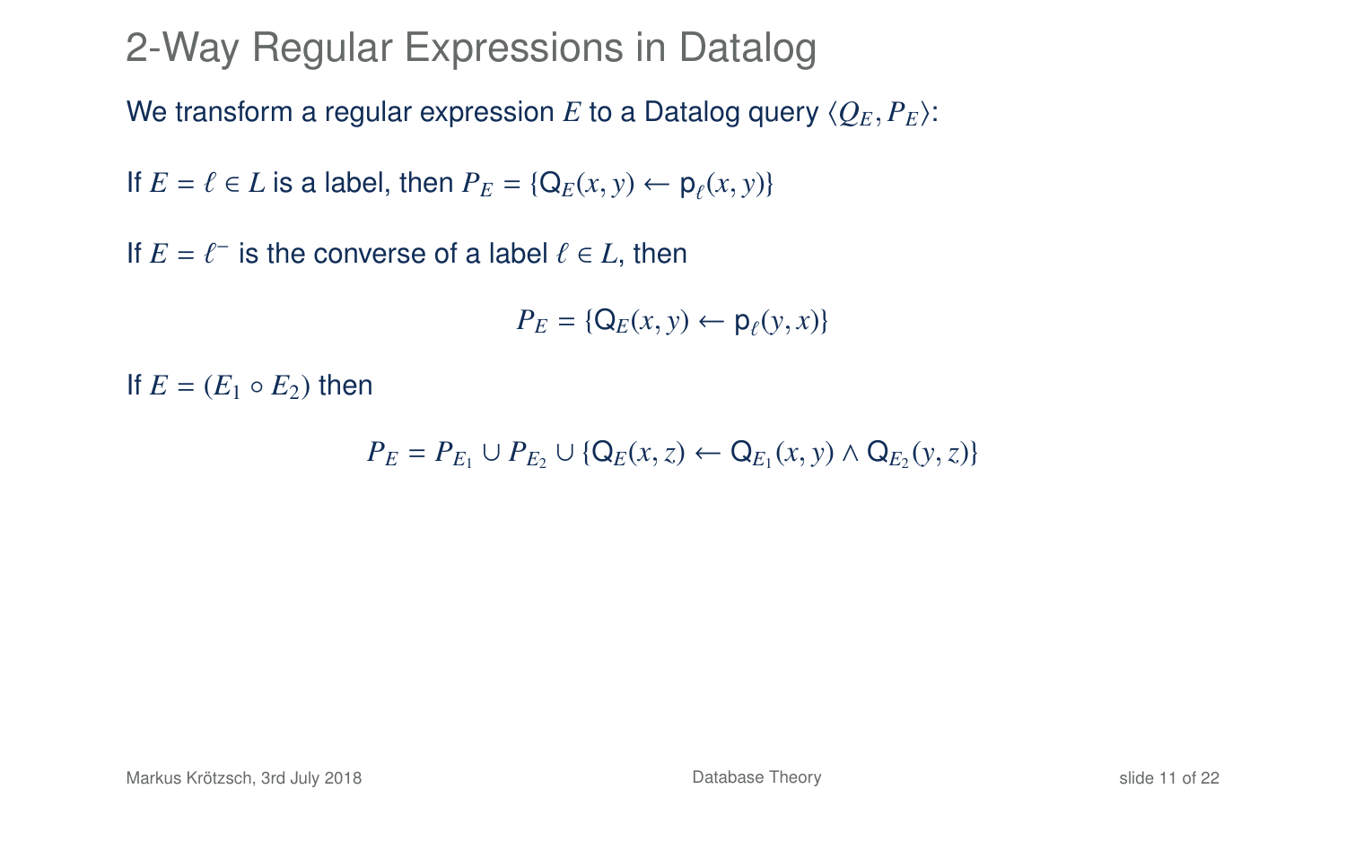# 2-Way Regular Expressions in Datalog

We transform a regular expression $E$ to a Datalog query $\langle Q_E, P_E \rangle$:

If $E = \ell \in L$ is a label, then $P_E = \{\mathsf{Q}_E(x, y) \leftarrow \mathsf{p}_\ell(x, y)\}$

If $E = \ell^-$ is the converse of a label $\ell \in L$, then

$$P_E = \{\mathsf{Q}_E(x, y) \leftarrow \mathsf{p}_\ell(y, x)\}$$

If $E = (E_1 \circ E_2)$ then

$$P_E = P_{E_1} \cup P_{E_2} \cup \{\mathsf{Q}_E(x, z) \leftarrow \mathsf{Q}_{E_1}(x, y) \wedge \mathsf{Q}_{E_2}(y, z)\}$$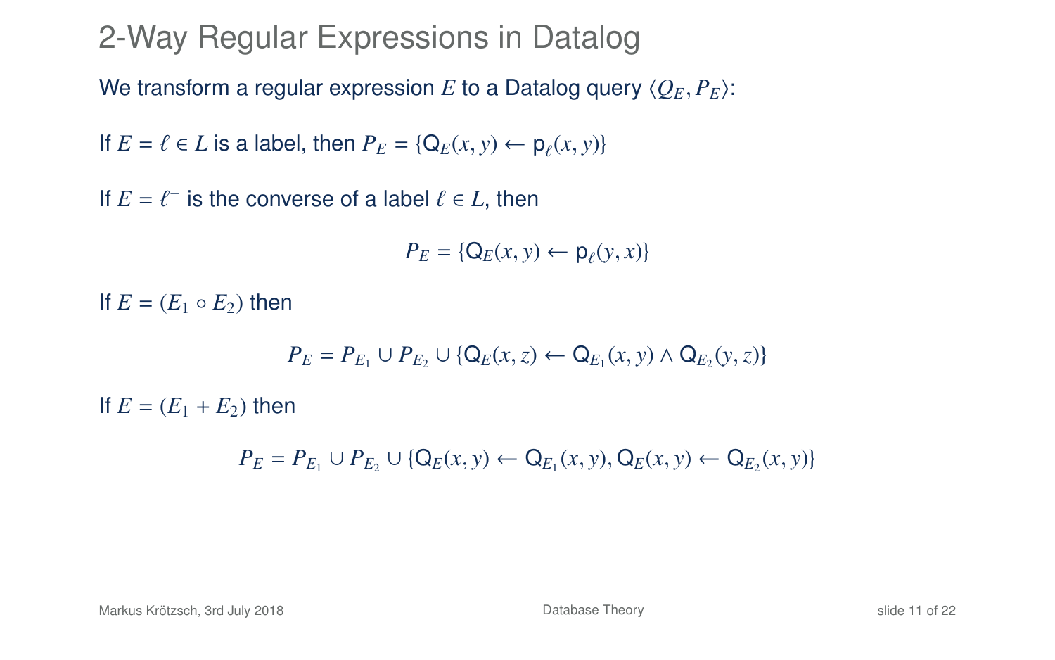# 2-Way Regular Expressions in Datalog

We transform a regular expression $E$ to a Datalog query $\langle Q_E, P_E \rangle$:

If $E = \ell \in L$ is a label, then $P_E = \{\mathsf{Q}_E(x, y) \leftarrow \mathsf{p}_\ell(x, y)\}$

If $E = \ell^-$ is the converse of a label $\ell \in L$, then

$$P_E = \{\mathsf{Q}_E(x, y) \leftarrow \mathsf{p}_\ell(y, x)\}$$

If $E = (E_1 \circ E_2)$ then

$$P_E = P_{E_1} \cup P_{E_2} \cup \{\mathsf{Q}_E(x, z) \leftarrow \mathsf{Q}_{E_1}(x, y) \wedge \mathsf{Q}_{E_2}(y, z)\}$$

If $E = (E_1 + E_2)$ then

$$P_E = P_{E_1} \cup P_{E_2} \cup \{\mathsf{Q}_E(x, y) \leftarrow \mathsf{Q}_{E_1}(x, y), \mathsf{Q}_E(x, y) \leftarrow \mathsf{Q}_{E_2}(x, y)\}$$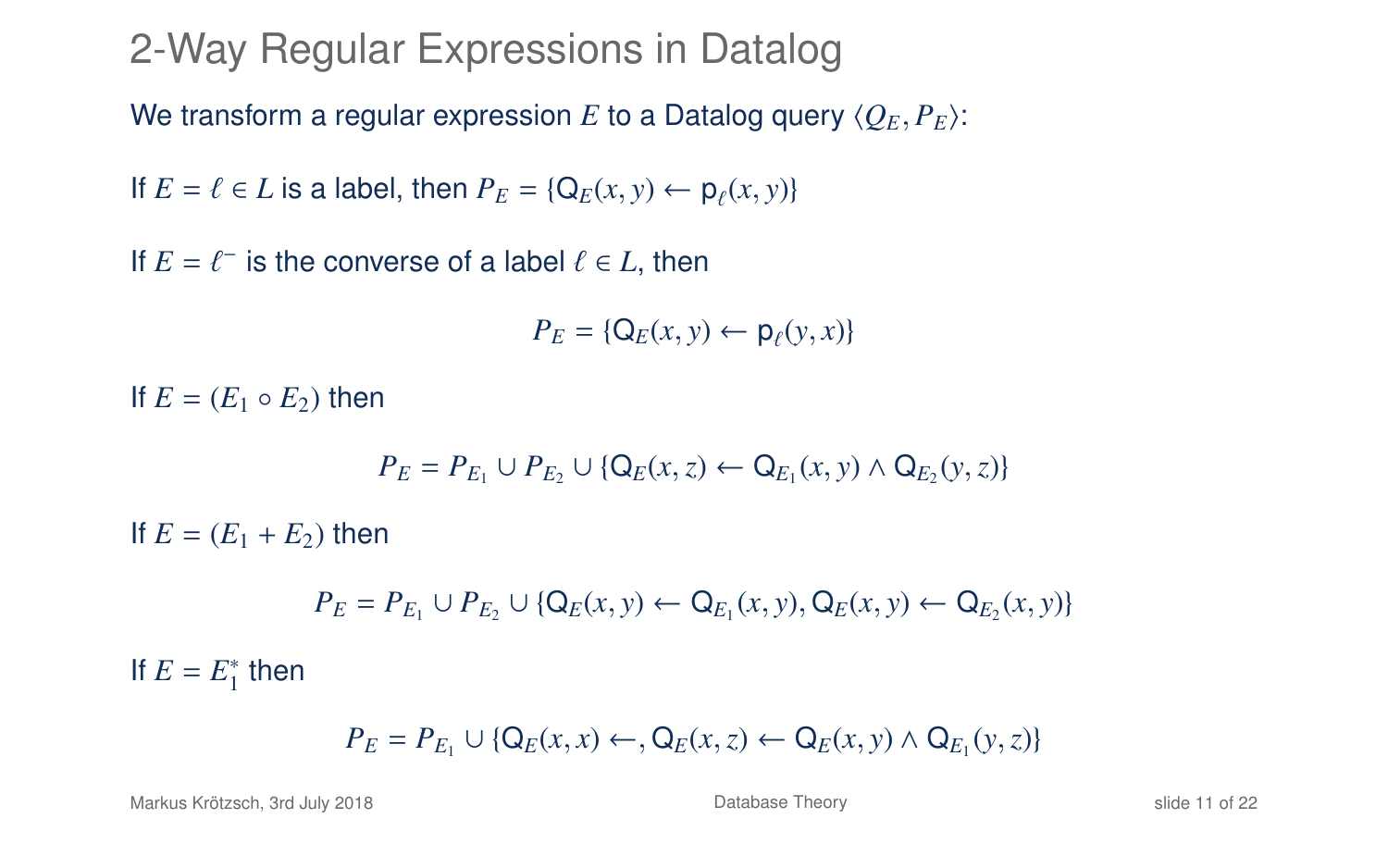# 2-Way Regular Expressions in Datalog

We transform a regular expression $E$ to a Datalog query $\langle Q_E, P_E \rangle$:

If $E = \ell \in L$ is a label, then $P_E = \{\mathsf{Q}_E(x, y) \leftarrow \mathsf{p}_\ell(x, y)\}$

If $E = \ell^-$ is the converse of a label $\ell \in L$, then

$$P_E = \{\mathsf{Q}_E(x, y) \leftarrow \mathsf{p}_\ell(y, x)\}$$

If $E = (E_1 \circ E_2)$ then

$$P_E = P_{E_1} \cup P_{E_2} \cup \{\mathsf{Q}_E(x, z) \leftarrow \mathsf{Q}_{E_1}(x, y) \wedge \mathsf{Q}_{E_2}(y, z)\}$$

If $E = (E_1 + E_2)$ then

$$P_E = P_{E_1} \cup P_{E_2} \cup \{\mathsf{Q}_E(x, y) \leftarrow \mathsf{Q}_{E_1}(x, y), \mathsf{Q}_E(x, y) \leftarrow \mathsf{Q}_{E_2}(x, y)\}$$

If $E = E_1^*$ then

$$P_E = P_{E_1} \cup \{\mathsf{Q}_E(x, x) \leftarrow, \mathsf{Q}_E(x, z) \leftarrow \mathsf{Q}_E(x, y) \wedge \mathsf{Q}_{E_1}(y, z)\}$$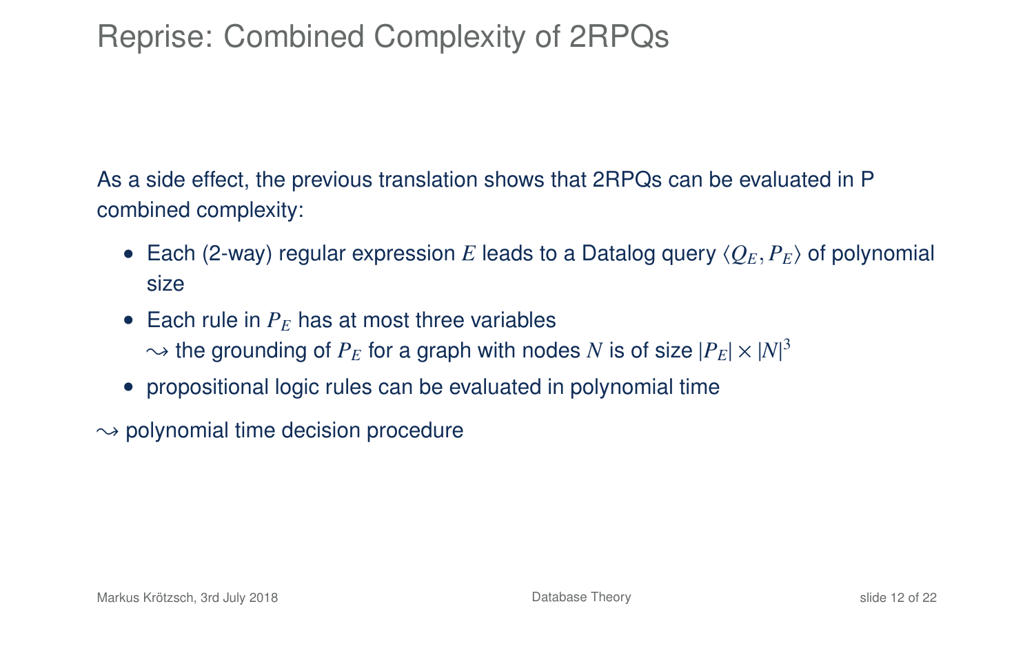# Reprise: Combined Complexity of 2RPQs

As a side effect, the previous translation shows that 2RPQs can be evaluated in P combined complexity:

- Each (2-way) regular expression $E$ leads to a Datalog query $\langle Q_E, P_E \rangle$ of polynomial size
- Each rule in $P_E$ has at most three variables
  $\leadsto$ the grounding of $P_E$ for a graph with nodes $N$ is of size $|P_E| \times |N|^3$
- propositional logic rules can be evaluated in polynomial time

$\leadsto$ polynomial time decision procedure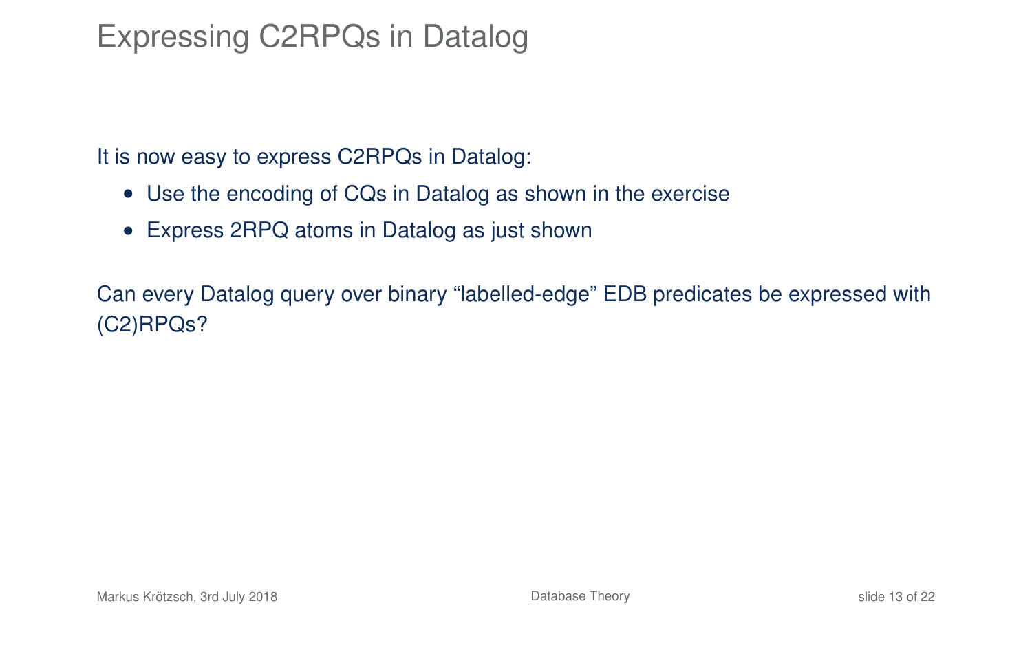# Expressing C2RPQs in Datalog

It is now easy to express C2RPQs in Datalog:

- Use the encoding of CQs in Datalog as shown in the exercise
- Express 2RPQ atoms in Datalog as just shown

Can every Datalog query over binary “labelled-edge” EDB predicates be expressed with (C2)RPQs?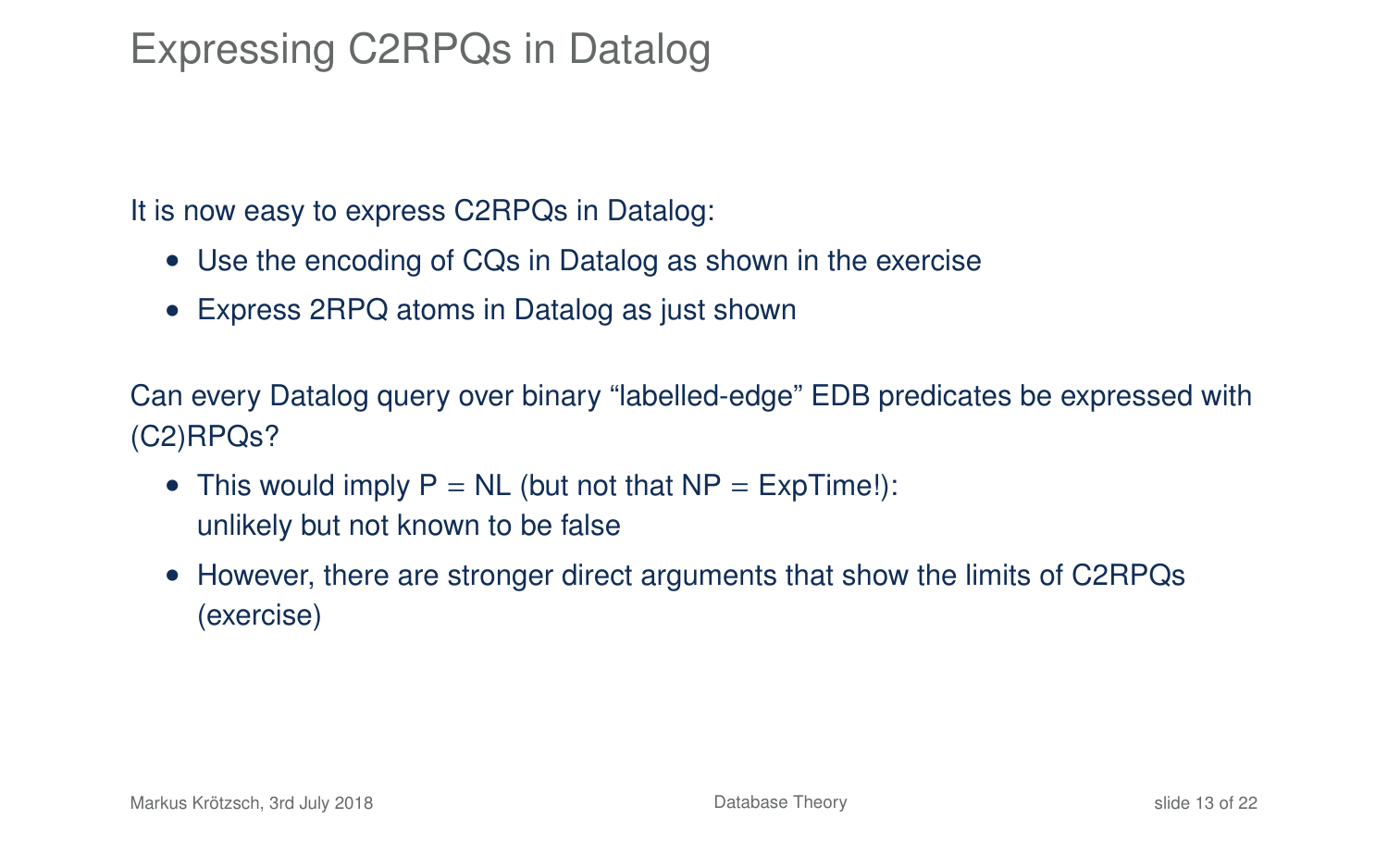# Expressing C2RPQs in Datalog

It is now easy to express C2RPQs in Datalog:

- Use the encoding of CQs in Datalog as shown in the exercise
- Express 2RPQ atoms in Datalog as just shown

Can every Datalog query over binary “labelled-edge” EDB predicates be expressed with (C2)RPQs?

- This would imply P = NL (but not that NP = ExpTime!): unlikely but not known to be false
- However, there are stronger direct arguments that show the limits of C2RPQs (exercise)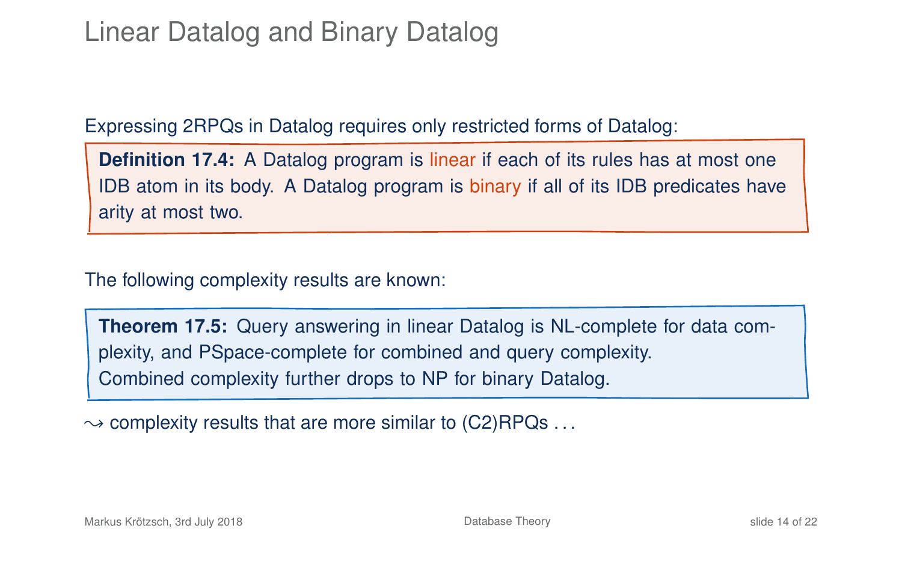# Linear Datalog and Binary Datalog

Expressing 2RPQs in Datalog requires only restricted forms of Datalog:

**Definition 17.4:** A Datalog program is linear if each of its rules has at most one IDB atom in its body. A Datalog program is binary if all of its IDB predicates have arity at most two.

The following complexity results are known:

**Theorem 17.5:** Query answering in linear Datalog is NL-complete for data complexity, and PSpace-complete for combined and query complexity.
Combined complexity further drops to NP for binary Datalog.

$\leadsto$ complexity results that are more similar to (C2)RPQs . . .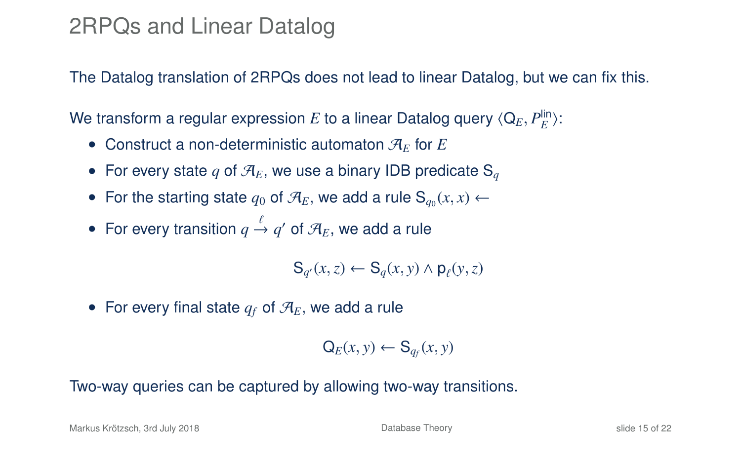# 2RPQs and Linear Datalog

The Datalog translation of 2RPQs does not lead to linear Datalog, but we can fix this.

We transform a regular expression $E$ to a linear Datalog query $\langle \mathsf{Q}_E, P_E^{\mathsf{lin}} \rangle$:

- Construct a non-deterministic automaton $\mathcal{A}_E$ for $E$
- For every state $q$ of $\mathcal{A}_E$, we use a binary IDB predicate $\mathsf{S}_q$
- For the starting state $q_0$ of $\mathcal{A}_E$, we add a rule $\mathsf{S}_{q_0}(x, x) \leftarrow$
- For every transition $q \xrightarrow{\ell} q'$ of $\mathcal{A}_E$, we add a rule

$$\mathsf{S}_{q'}(x, z) \leftarrow \mathsf{S}_q(x, y) \wedge \mathsf{p}_\ell(y, z)$$

- For every final state $q_f$ of $\mathcal{A}_E$, we add a rule

$$\mathsf{Q}_E(x, y) \leftarrow \mathsf{S}_{q_f}(x, y)$$

Two-way queries can be captured by allowing two-way transitions.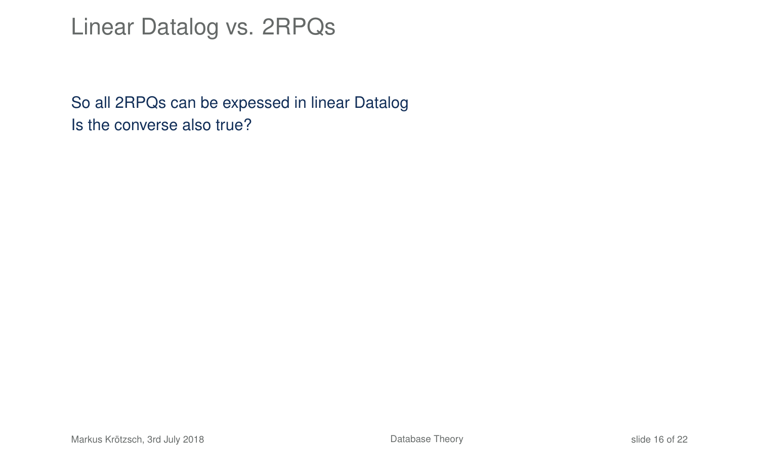# Linear Datalog vs. 2RPQs

So all 2RPQs can be expessed in linear Datalog
Is the converse also true?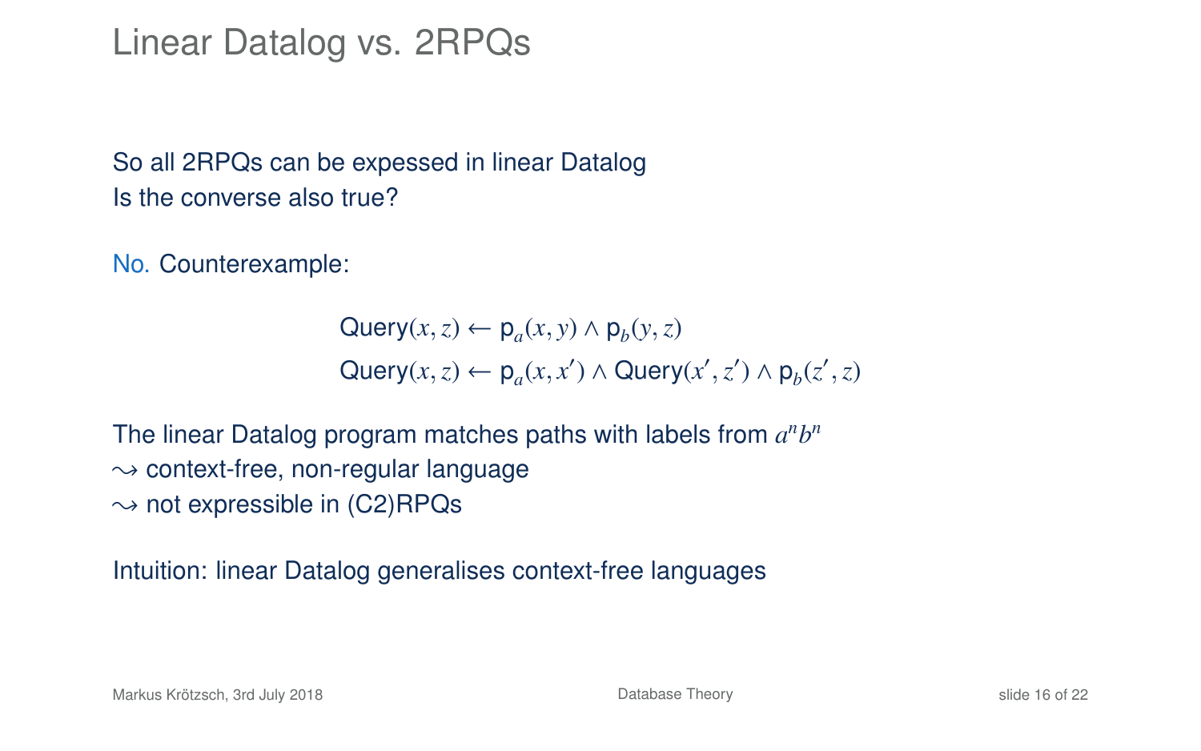# Linear Datalog vs. 2RPQs

So all 2RPQs can be expressed in linear Datalog
Is the converse also true?

No. Counterexample:

$$\mathsf{Query}(x, z) \leftarrow \mathsf{p}_a(x, y) \wedge \mathsf{p}_b(y, z)$$
$$\mathsf{Query}(x, z) \leftarrow \mathsf{p}_a(x, x') \wedge \mathsf{Query}(x', z') \wedge \mathsf{p}_b(z', z)$$

The linear Datalog program matches paths with labels from $a^n b^n$
$\rightsquigarrow$ context-free, non-regular language
$\rightsquigarrow$ not expressible in (C2)RPQs

Intuition: linear Datalog generalises context-free languages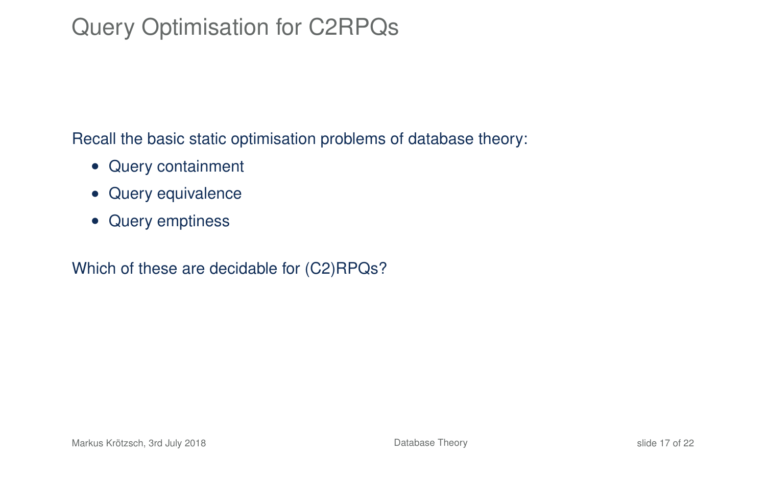# Query Optimisation for C2RPQs

Recall the basic static optimisation problems of database theory:

- Query containment
- Query equivalence
- Query emptiness

Which of these are decidable for (C2)RPQs?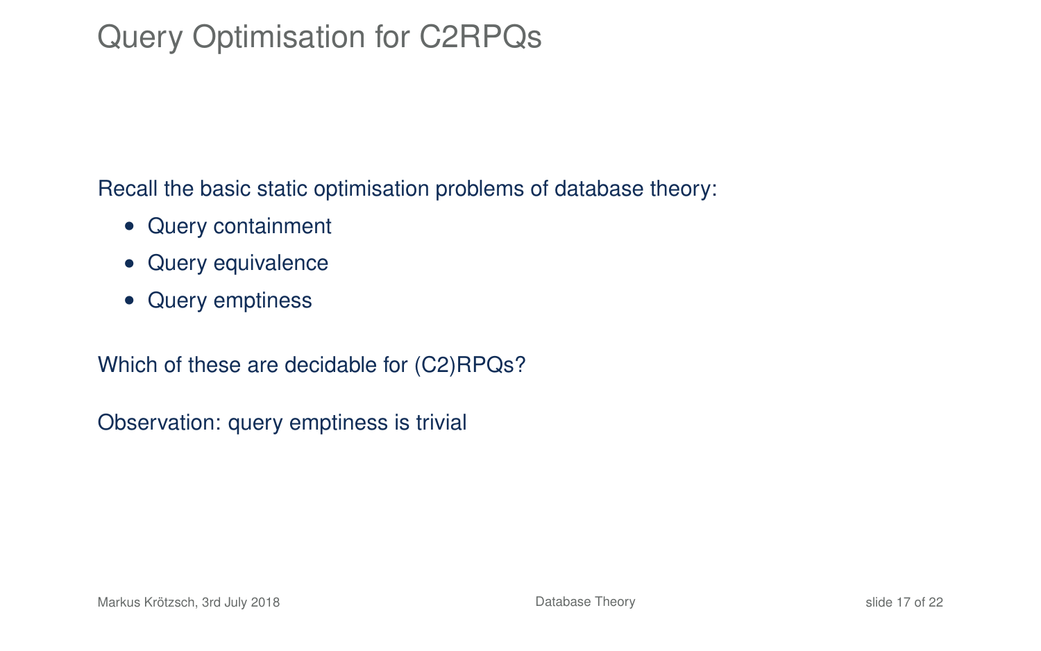# Query Optimisation for C2RPQs

Recall the basic static optimisation problems of database theory:

- Query containment
- Query equivalence
- Query emptiness

Which of these are decidable for (C2)RPQs?

Observation: query emptiness is trivial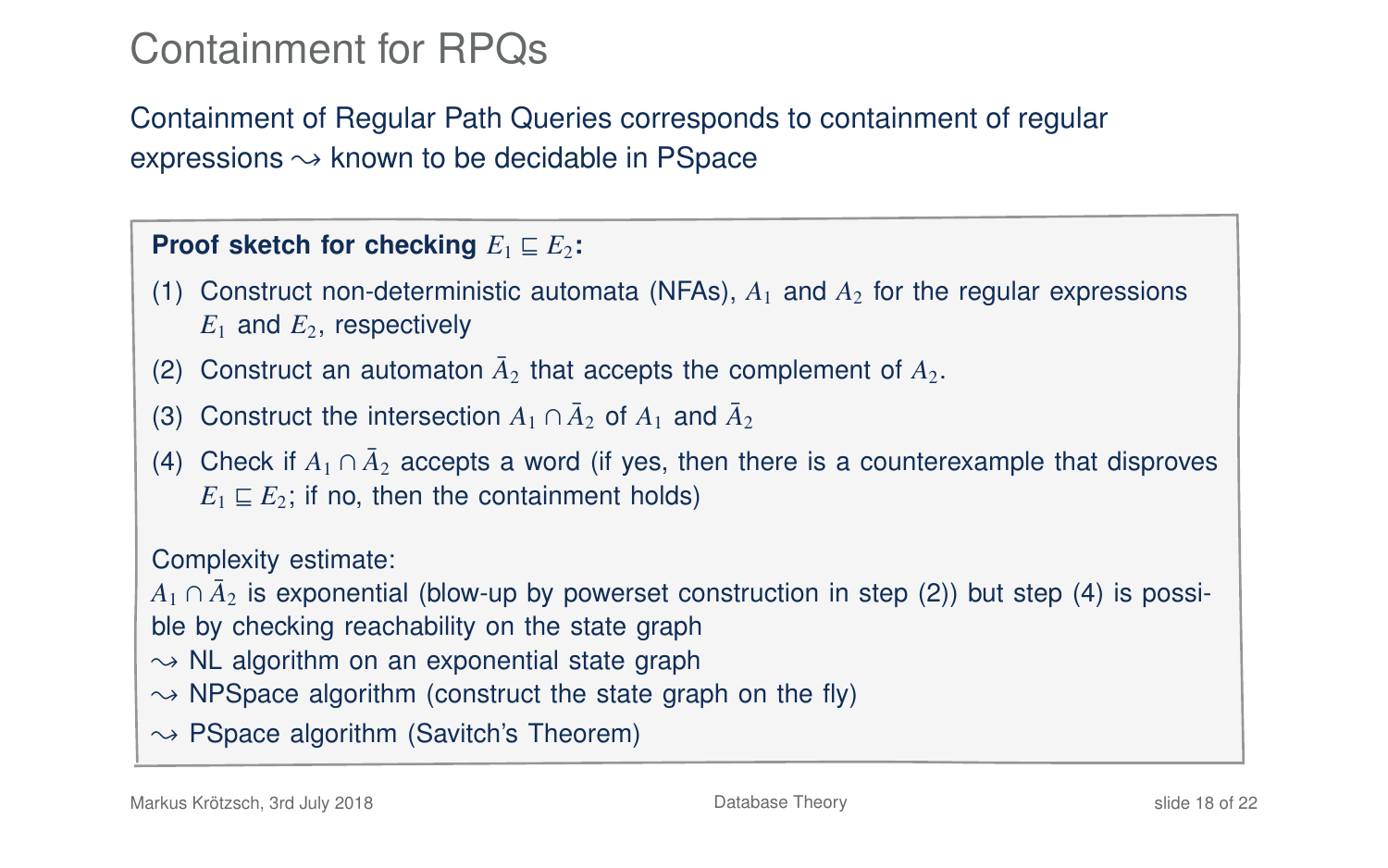# Containment for RPQs

Containment of Regular Path Queries corresponds to containment of regular expressions $\rightsquigarrow$ known to be decidable in PSpace

**Proof sketch for checking $E_1 \sqsubseteq E_2$:**

(1) Construct non-deterministic automata (NFAs), $A_1$ and $A_2$ for the regular expressions $E_1$ and $E_2$, respectively

(2) Construct an automaton $\bar{A}_2$ that accepts the complement of $A_2$.

(3) Construct the intersection $A_1 \cap \bar{A}_2$ of $A_1$ and $\bar{A}_2$

(4) Check if $A_1 \cap \bar{A}_2$ accepts a word (if yes, then there is a counterexample that disproves $E_1 \sqsubseteq E_2$; if no, then the containment holds)

Complexity estimate:
$A_1 \cap \bar{A}_2$ is exponential (blow-up by powerset construction in step (2)) but step (4) is possible by checking reachability on the state graph
$\rightsquigarrow$ NL algorithm on an exponential state graph
$\rightsquigarrow$ NPSpace algorithm (construct the state graph on the fly)
$\rightsquigarrow$ PSpace algorithm (Savitch's Theorem)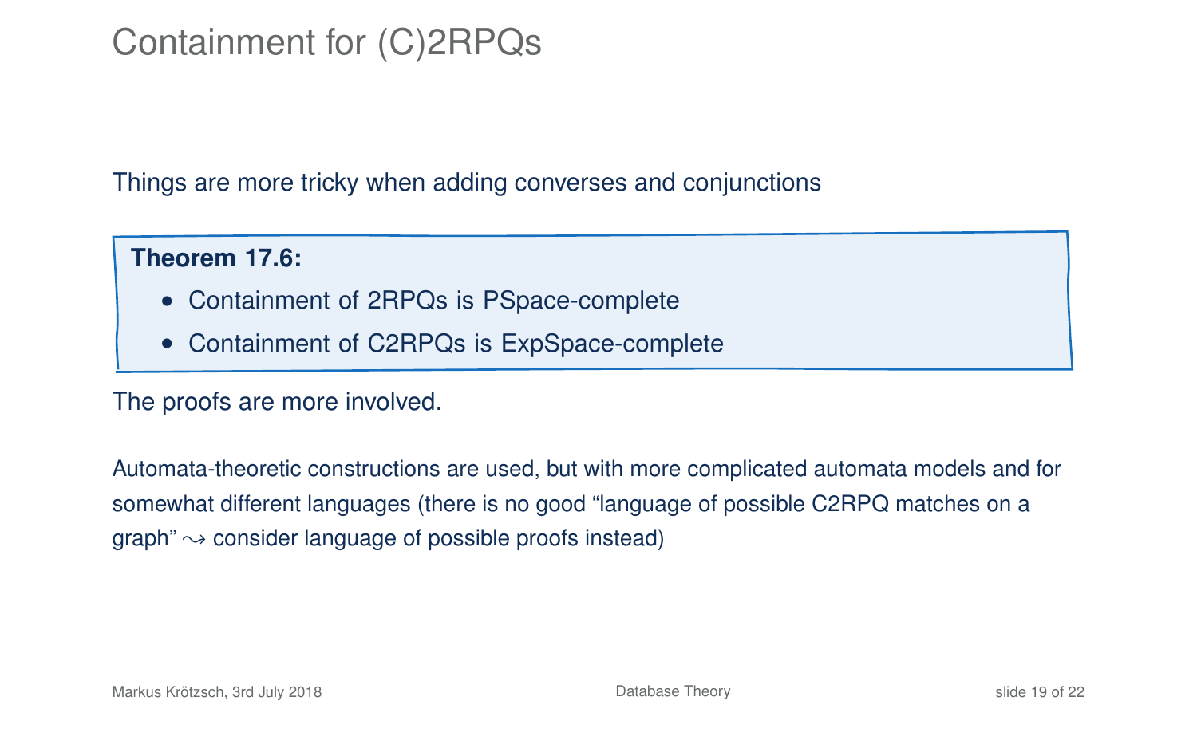# Containment for (C)2RPQs

Things are more tricky when adding converses and conjunctions

**Theorem 17.6:**

- Containment of 2RPQs is PSpace-complete
- Containment of C2RPQs is ExpSpace-complete

The proofs are more involved.

Automata-theoretic constructions are used, but with more complicated automata models and for somewhat different languages (there is no good “language of possible C2RPQ matches on a graph” $\rightsquigarrow$ consider language of possible proofs instead)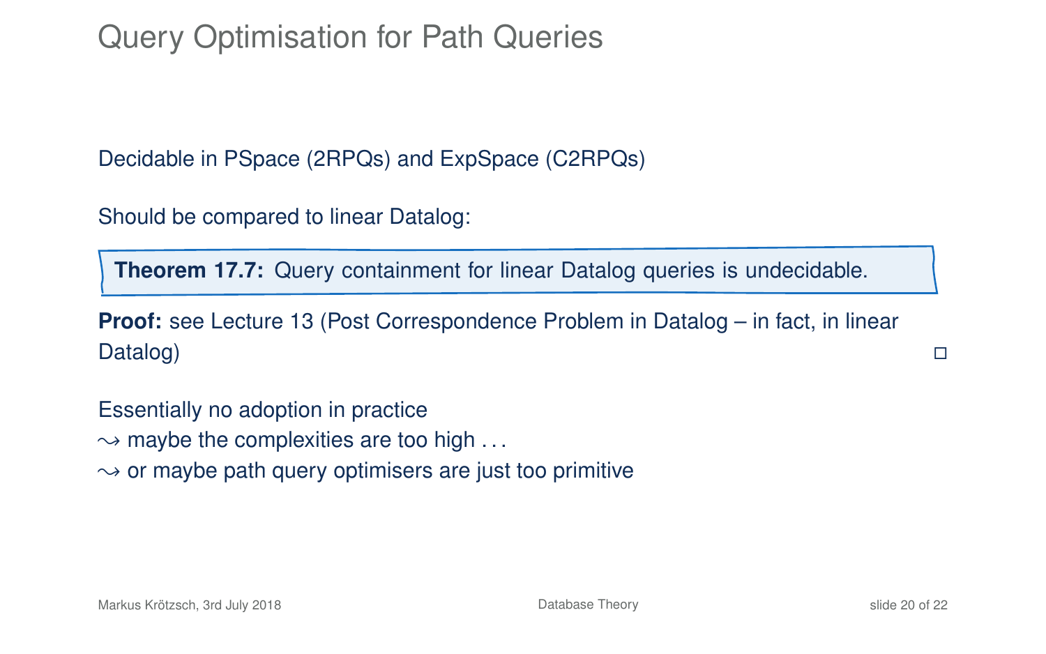# Query Optimisation for Path Queries

Decidable in PSpace (2RPQs) and ExpSpace (C2RPQs)

Should be compared to linear Datalog:

**Theorem 17.7:** Query containment for linear Datalog queries is undecidable.

**Proof:** see Lecture 13 (Post Correspondence Problem in Datalog – in fact, in linear Datalog) □

Essentially no adoption in practice
$\leadsto$ maybe the complexities are too high . . .
$\leadsto$ or maybe path query optimisers are just too primitive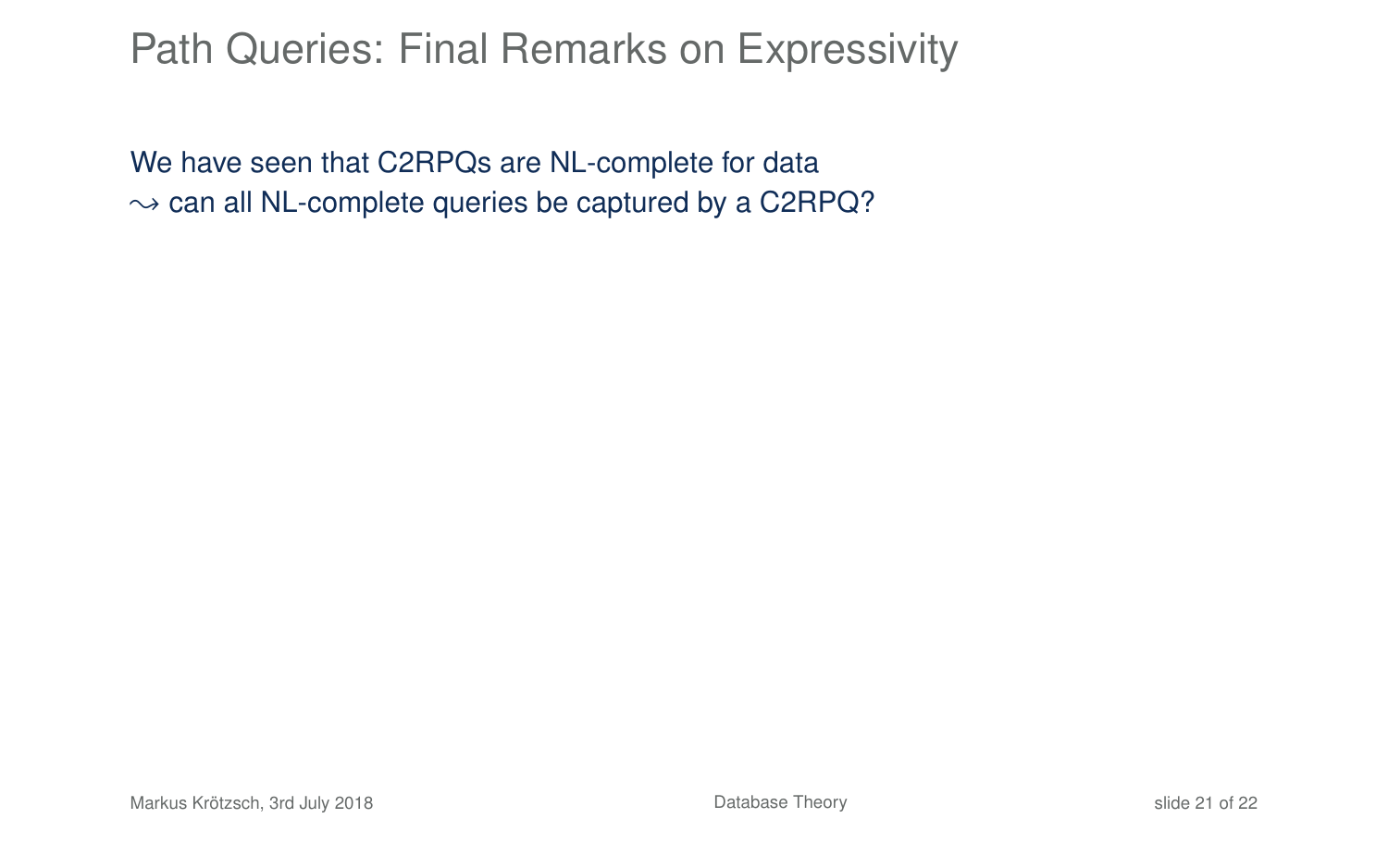# Path Queries: Final Remarks on Expressivity

We have seen that C2RPQs are NL-complete for data
$\leadsto$ can all NL-complete queries be captured by a C2RPQ?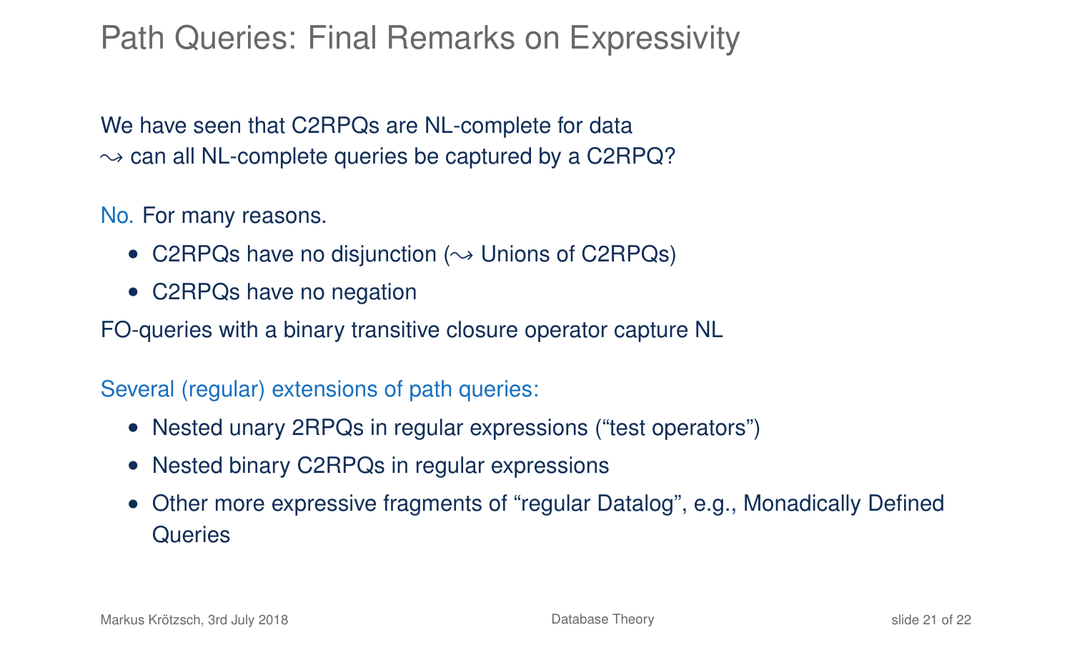# Path Queries: Final Remarks on Expressivity

We have seen that C2RPQs are NL-complete for data
$\rightsquigarrow$ can all NL-complete queries be captured by a C2RPQ?

No. For many reasons.

- C2RPQs have no disjunction ($\rightsquigarrow$ Unions of C2RPQs)
- C2RPQs have no negation

FO-queries with a binary transitive closure operator capture NL

Several (regular) extensions of path queries:

- Nested unary 2RPQs in regular expressions (“test operators”)
- Nested binary C2RPQs in regular expressions
- Other more expressive fragments of “regular Datalog”, e.g., Monadically Defined Queries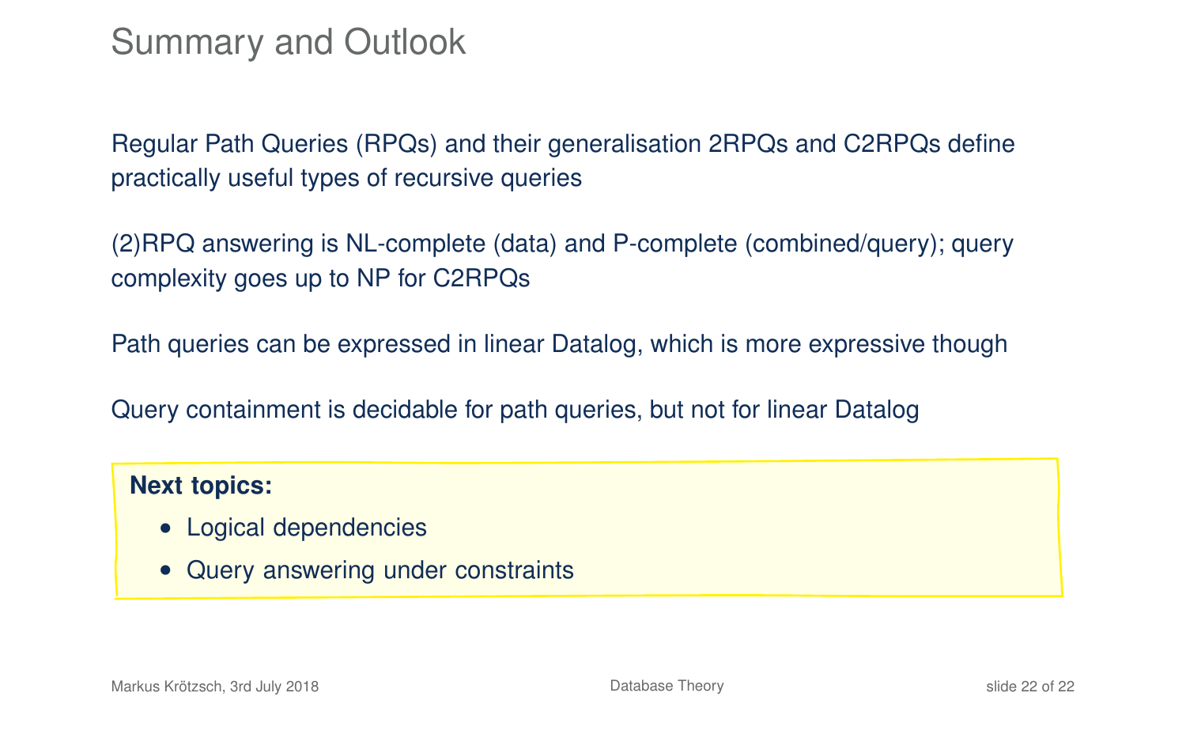# Summary and Outlook

Regular Path Queries (RPQs) and their generalisation 2RPQs and C2RPQs define practically useful types of recursive queries

(2)RPQ answering is NL-complete (data) and P-complete (combined/query); query complexity goes up to NP for C2RPQs

Path queries can be expressed in linear Datalog, which is more expressive though

Query containment is decidable for path queries, but not for linear Datalog

**Next topics:**

- Logical dependencies
- Query answering under constraints